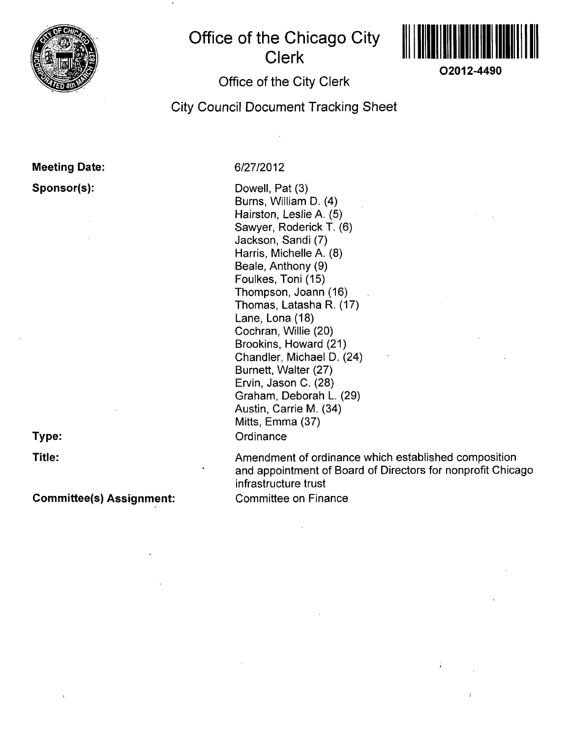# Office of the Chicago City Clerk

O2012-4490

## Office of the City Clerk

## City Council Document Tracking Sheet

**Meeting Date:** 6/27/2012

**Sponsor(s):**
Dowell, Pat (3)
Burns, William D. (4)
Hairston, Leslie A. (5)
Sawyer, Roderick T. (6)
Jackson, Sandi (7)
Harris, Michelle A. (8)
Beale, Anthony (9)
Foulkes, Toni (15)
Thompson, Joann (16)
Thomas, Latasha R. (17)
Lane, Lona (18)
Cochran, Willie (20)
Brookins, Howard (21)
Chandler, Michael D. (24)
Burnett, Walter (27)
Ervin, Jason C. (28)
Graham, Deborah L. (29)
Austin, Carrie M. (34)
Mitts, Emma (37)

**Type:** Ordinance

**Title:** Amendment of ordinance which established composition and appointment of Board of Directors for nonprofit Chicago infrastructure trust

**Committee(s) Assignment:** Committee on Finance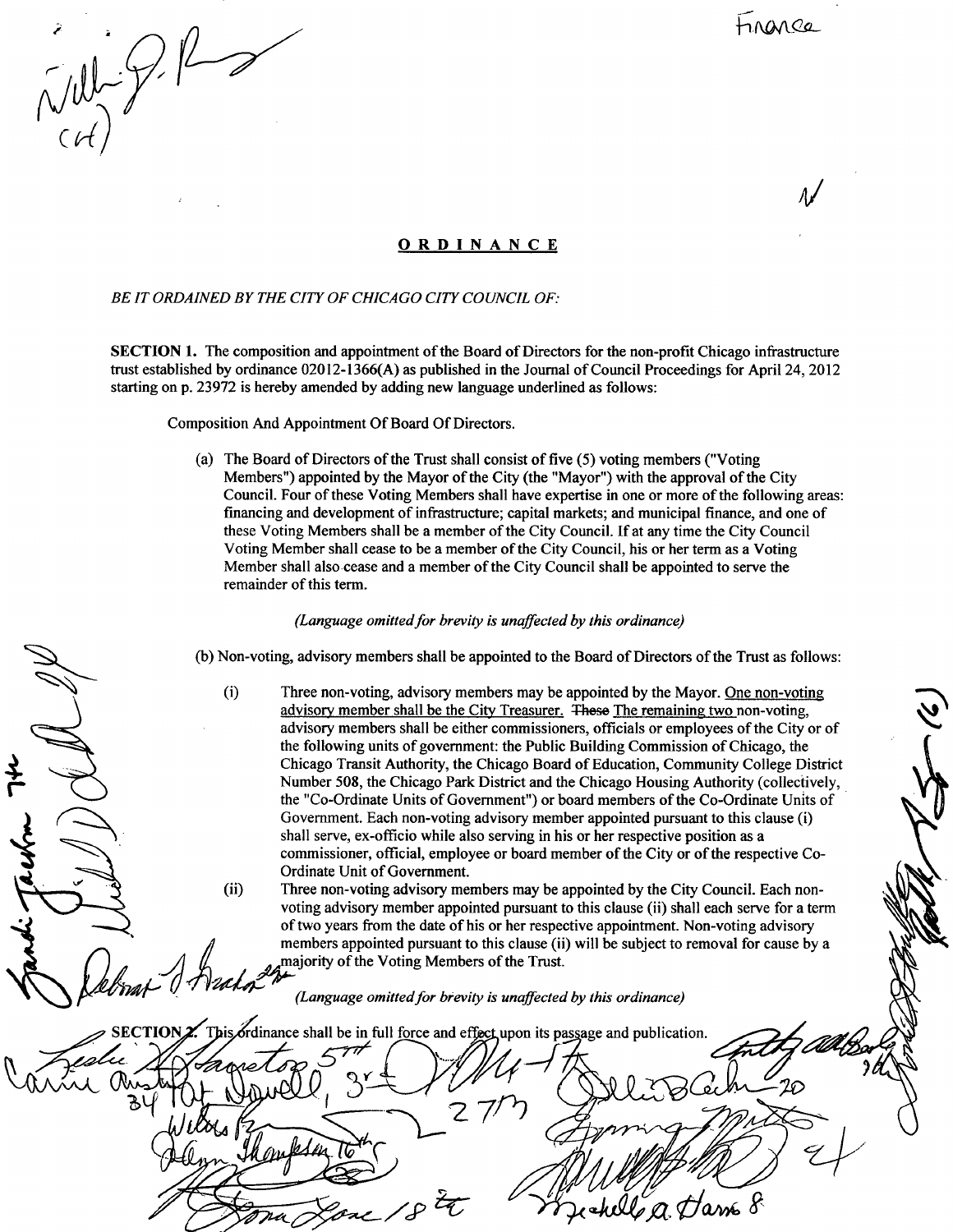# ORDINANCE

*BE IT ORDAINED BY THE CITY OF CHICAGO CITY COUNCIL OF:*

**SECTION 1.** The composition and appointment of the Board of Directors for the non-profit Chicago infrastructure trust established by ordinance 02012-1366(A) as published in the Journal of Council Proceedings for April 24, 2012 starting on p. 23972 is hereby amended by adding new language underlined as follows:

Composition And Appointment Of Board Of Directors.

(a) The Board of Directors of the Trust shall consist of five (5) voting members ("Voting Members") appointed by the Mayor of the City (the "Mayor") with the approval of the City Council. Four of these Voting Members shall have expertise in one or more of the following areas: financing and development of infrastructure; capital markets; and municipal finance, and one of these Voting Members shall be a member of the City Council. If at any time the City Council Voting Member shall cease to be a member of the City Council, his or her term as a Voting Member shall also cease and a member of the City Council shall be appointed to serve the remainder of this term.

*(Language omitted for brevity is unaffected by this ordinance)*

(b) Non-voting, advisory members shall be appointed to the Board of Directors of the Trust as follows:

(i) Three non-voting, advisory members may be appointed by the Mayor. <u>One non-voting advisory member shall be the City Treasurer.</u> ~~These~~ <u>The remaining two</u> non-voting, advisory members shall be either commissioners, officials or employees of the City or of the following units of government: the Public Building Commission of Chicago, the Chicago Transit Authority, the Chicago Board of Education, Community College District Number 508, the Chicago Park District and the Chicago Housing Authority (collectively, the "Co-Ordinate Units of Government") or board members of the Co-Ordinate Units of Government. Each non-voting advisory member appointed pursuant to this clause (i) shall serve, ex-officio while also serving in his or her respective position as a commissioner, official, employee or board member of the City or of the respective Co-Ordinate Unit of Government.

(ii) Three non-voting advisory members may be appointed by the City Council. Each non-voting advisory member appointed pursuant to this clause (ii) shall each serve for a term of two years from the date of his or her respective appointment. Non-voting advisory members appointed pursuant to this clause (ii) will be subject to removal for cause by a majority of the Voting Members of the Trust.

*(Language omitted for brevity is unaffected by this ordinance)*

**SECTION 2.** This ordinance shall be in full force and effect upon its passage and publication.